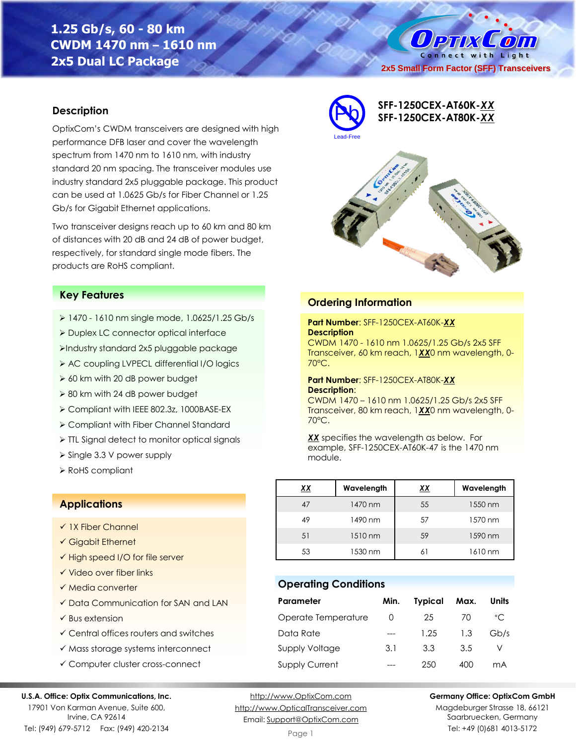# 1.25 Gb/s, 60 - 80 km
# CWDM 1470 nm – 1610 nm
# 2x5 Dual LC Package

OptixCom — Connect with Light

2x5 Small Form Factor (SFF) Transceivers

Lead-Free

**SFF-1250CEX-AT60K-XX**
**SFF-1250CEX-AT80K-XX**

## Description

OptixCom's CWDM transceivers are designed with high performance DFB laser and cover the wavelength spectrum from 1470 nm to 1610 nm, with industry standard 20 nm spacing. The transceiver modules use industry standard 2x5 pluggable package. This product can be used at 1.0625 Gb/s for Fiber Channel or 1.25 Gb/s for Gigabit Ethernet applications.

Two transceiver designs reach up to 60 km and 80 km of distances with 20 dB and 24 dB of power budget, respectively, for standard single mode fibers. The products are RoHS compliant.

## Key Features

- 1470 - 1610 nm single mode, 1.0625/1.25 Gb/s
- Duplex LC connector optical interface
- Industry standard 2x5 pluggable package
- AC coupling LVPECL differential I/O logics
- 60 km with 20 dB power budget
- 80 km with 24 dB power budget
- Compliant with IEEE 802.3z, 1000BASE-EX
- Compliant with Fiber Channel Standard
- TTL Signal detect to monitor optical signals
- Single 3.3 V power supply
- RoHS compliant

## Applications

- ✓ 1X Fiber Channel
- ✓ Gigabit Ethernet
- ✓ High speed I/O for file server
- ✓ Video over fiber links
- ✓ Media converter
- ✓ Data Communication for SAN and LAN
- ✓ Bus extension
- ✓ Central offices routers and switches
- ✓ Mass storage systems interconnect
- ✓ Computer cluster cross-connect

## Ordering Information

**Part Number**: SFF-1250CEX-AT60K-**XX**
**Description**
CWDM 1470 - 1610 nm 1.0625/1.25 Gb/s 2x5 SFF Transceiver, 60 km reach, 1**XX**0 nm wavelength, 0-70°C.

**Part Number**: SFF-1250CEX-AT80K-**XX**
**Description**:
CWDM 1470 – 1610 nm 1.0625/1.25 Gb/s 2x5 SFF Transceiver, 80 km reach, 1**XX**0 nm wavelength, 0-70°C.

**XX** specifies the wavelength as below. For example, SFF-1250CEX-AT60K-47 is the 1470 nm module.

| XX | Wavelength | XX | Wavelength |
|---|---|---|---|
| 47 | 1470 nm | 55 | 1550 nm |
| 49 | 1490 nm | 57 | 1570 nm |
| 51 | 1510 nm | 59 | 1590 nm |
| 53 | 1530 nm | 61 | 1610 nm |

## Operating Conditions

| Parameter | Min. | Typical | Max. | Units |
|---|---|---|---|---|
| Operate Temperature | 0 | 25 | 70 | °C |
| Data Rate | --- | 1.25 | 1.3 | Gb/s |
| Supply Voltage | 3.1 | 3.3 | 3.5 | V |
| Supply Current | --- | 250 | 400 | mA |

**U.S.A. Office: Optix Communications, Inc.**
17901 Von Karman Avenue, Suite 600,
Irvine, CA 92614
Tel: (949) 679-5712 Fax: (949) 420-2134

http://www.OptixCom.com
http://www.OpticalTransceiver.com
Email: Support@OptixCom.com

**Germany Office: OptixCom GmbH**
Magdeburger Strasse 18, 66121
Saarbruecken, Germany
Tel: +49 (0)681 4013-5172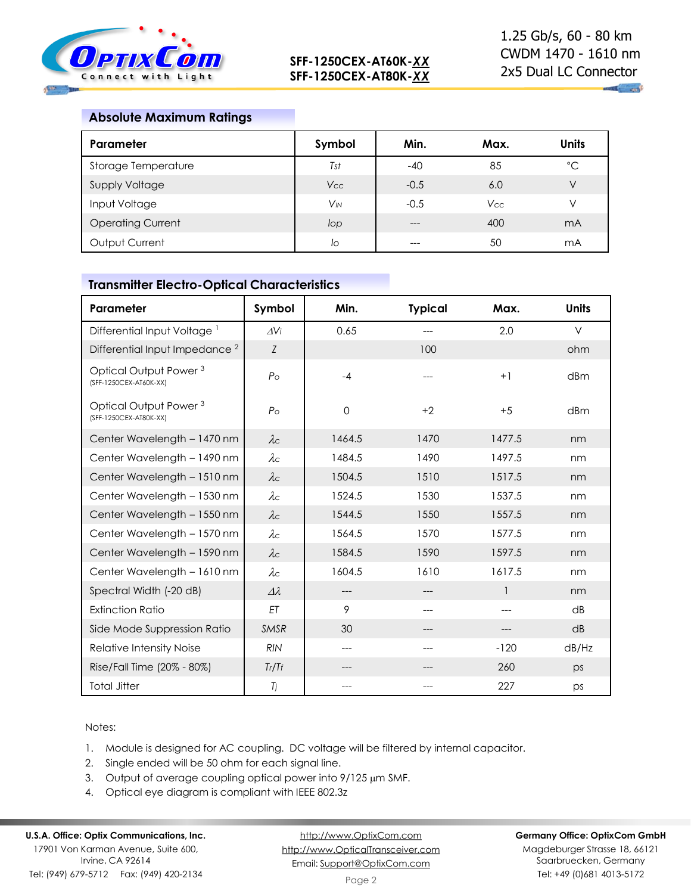## Absolute Maximum Ratings

| Parameter | Symbol | Min. | Max. | Units |
|---|---|---|---|---|
| Storage Temperature | $T_{st}$ | -40 | 85 | °C |
| Supply Voltage | $V_{CC}$ | -0.5 | 6.0 | V |
| Input Voltage | $V_{IN}$ | -0.5 | $V_{CC}$ | V |
| Operating Current | $I_{op}$ | --- | 400 | mA |
| Output Current | $I_o$ | --- | 50 | mA |

## Transmitter Electro-Optical Characteristics

| Parameter | Symbol | Min. | Typical | Max. | Units |
|---|---|---|---|---|---|
| Differential Input Voltage [1] | $\Delta V_i$ | 0.65 | --- | 2.0 | V |
| Differential Input Impedance [2] | $Z$ | | 100 | | ohm |
| Optical Output Power [3] (SFF-1250CEX-AT60K-XX) | $P_O$ | -4 | --- | +1 | dBm |
| Optical Output Power [3] (SFF-1250CEX-AT80K-XX) | $P_O$ | 0 | +2 | +5 | dBm |
| Center Wavelength – 1470 nm | $\lambda_C$ | 1464.5 | 1470 | 1477.5 | nm |
| Center Wavelength – 1490 nm | $\lambda_C$ | 1484.5 | 1490 | 1497.5 | nm |
| Center Wavelength – 1510 nm | $\lambda_C$ | 1504.5 | 1510 | 1517.5 | nm |
| Center Wavelength – 1530 nm | $\lambda_C$ | 1524.5 | 1530 | 1537.5 | nm |
| Center Wavelength – 1550 nm | $\lambda_C$ | 1544.5 | 1550 | 1557.5 | nm |
| Center Wavelength – 1570 nm | $\lambda_C$ | 1564.5 | 1570 | 1577.5 | nm |
| Center Wavelength – 1590 nm | $\lambda_C$ | 1584.5 | 1590 | 1597.5 | nm |
| Center Wavelength – 1610 nm | $\lambda_C$ | 1604.5 | 1610 | 1617.5 | nm |
| Spectral Width (-20 dB) | $\Delta\lambda$ | --- | --- | 1 | nm |
| Extinction Ratio | $ET$ | 9 | --- | --- | dB |
| Side Mode Suppression Ratio | $SMSR$ | 30 | --- | --- | dB |
| Relative Intensity Noise | $RIN$ | --- | --- | -120 | dB/Hz |
| Rise/Fall Time (20% - 80%) | $T_r/T_f$ | --- | --- | 260 | ps |
| Total Jitter | $T_j$ | --- | --- | 227 | ps |

Notes:

1. Module is designed for AC coupling. DC voltage will be filtered by internal capacitor.
2. Single ended will be 50 ohm for each signal line.
3. Output of average coupling optical power into 9/125 µm SMF.
4. Optical eye diagram is compliant with IEEE 802.3z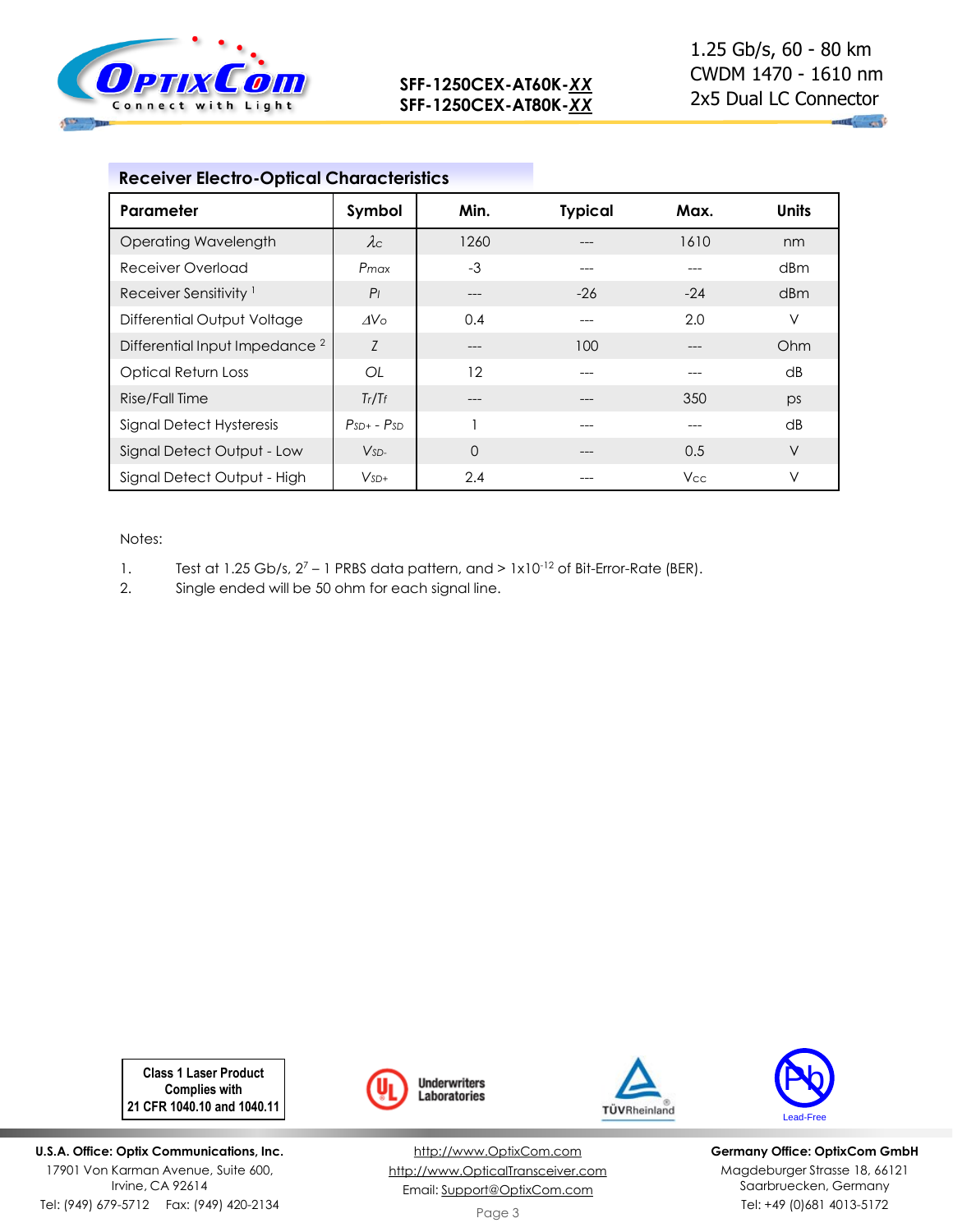## Receiver Electro-Optical Characteristics

| Parameter | Symbol | Min. | Typical | Max. | Units |
|---|---|---|---|---|---|
| Operating Wavelength | $\lambda_C$ | 1260 | --- | 1610 | nm |
| Receiver Overload | $P_{max}$ | -3 | --- | --- | dBm |
| Receiver Sensitivity [1] | $P_I$ | --- | -26 | -24 | dBm |
| Differential Output Voltage | $\Delta V_O$ | 0.4 | --- | 2.0 | V |
| Differential Input Impedance [2] | $Z$ | --- | 100 | --- | Ohm |
| Optical Return Loss | $OL$ | 12 | --- | --- | dB |
| Rise/Fall Time | $T_r/T_f$ | --- | --- | 350 | ps |
| Signal Detect Hysteresis | $P_{SD+}$ - $P_{SD}$ | 1 | --- | --- | dB |
| Signal Detect Output - Low | $V_{SD-}$ | 0 | --- | 0.5 | V |
| Signal Detect Output - High | $V_{SD+}$ | 2.4 | --- | $V_{CC}$ | V |

Notes:

1. Test at 1.25 Gb/s, $2^7 - 1$ PRBS data pattern, and > $1 \times 10^{-12}$ of Bit-Error-Rate (BER).
2. Single ended will be 50 ohm for each signal line.

Class 1 Laser Product Complies with 21 CFR 1040.10 and 1040.11

Underwriters Laboratories

TÜVRheinland

Lead-Free

**U.S.A. Office: Optix Communications, Inc.**
17901 Von Karman Avenue, Suite 600,
Irvine, CA 92614
Tel: (949) 679-5712 Fax: (949) 420-2134

http://www.OptixCom.com
http://www.OpticalTransceiver.com
Email: Support@OptixCom.com

**Germany Office: OptixCom GmbH**
Magdeburger Strasse 18, 66121
Saarbruecken, Germany
Tel: +49 (0)681 4013-5172